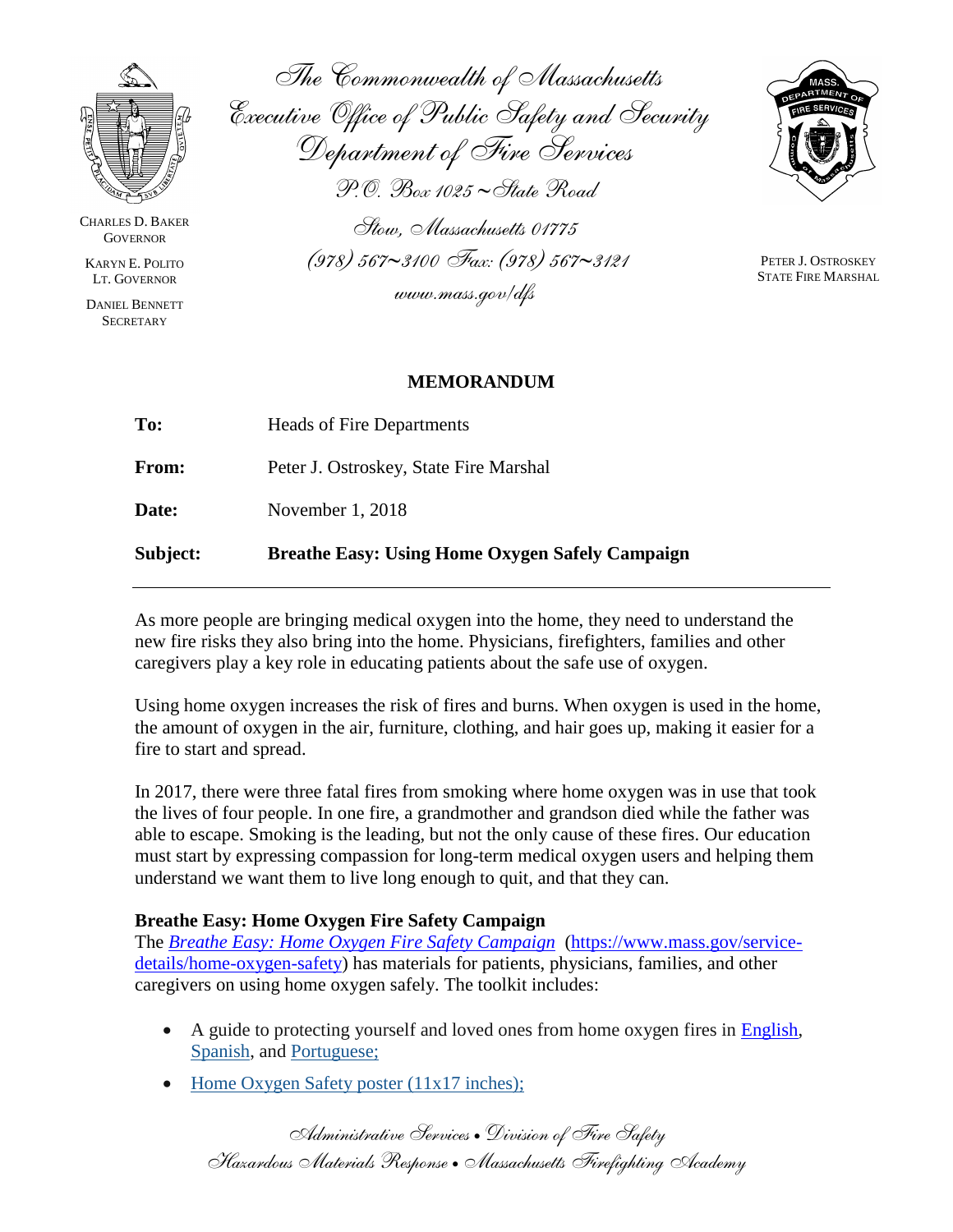The Commonwealth of Massachusetts
Executive Office of Public Safety and Security
Department of Fire Services
P.O. Box 1025 ~ State Road
Stow, Massachusetts 01775
(978) 567~3100 Fax: (978) 567~3121
www.mass.gov/dfs

CHARLES D. BAKER
GOVERNOR

KARYN E. POLITO
LT. GOVERNOR

DANIEL BENNETT
SECRETARY

PETER J. OSTROSKEY
STATE FIRE MARSHAL

# MEMORANDUM

**To:** Heads of Fire Departments

**From:** Peter J. Ostroskey, State Fire Marshal

**Date:** November 1, 2018

**Subject:** **Breathe Easy: Using Home Oxygen Safely Campaign**

---

As more people are bringing medical oxygen into the home, they need to understand the new fire risks they also bring into the home. Physicians, firefighters, families and other caregivers play a key role in educating patients about the safe use of oxygen.

Using home oxygen increases the risk of fires and burns. When oxygen is used in the home, the amount of oxygen in the air, furniture, clothing, and hair goes up, making it easier for a fire to start and spread.

In 2017, there were three fatal fires from smoking where home oxygen was in use that took the lives of four people. In one fire, a grandmother and grandson died while the father was able to escape. Smoking is the leading, but not the only cause of these fires. Our education must start by expressing compassion for long-term medical oxygen users and helping them understand we want them to live long enough to quit, and that they can.

**Breathe Easy: Home Oxygen Fire Safety Campaign**

The *Breathe Easy: Home Oxygen Fire Safety Campaign* (https://www.mass.gov/service-details/home-oxygen-safety) has materials for patients, physicians, families, and other caregivers on using home oxygen safely. The toolkit includes:

- A guide to protecting yourself and loved ones from home oxygen fires in English, Spanish, and Portuguese;
- Home Oxygen Safety poster (11x17 inches);

Administrative Services • Division of Fire Safety
Hazardous Materials Response • Massachusetts Firefighting Academy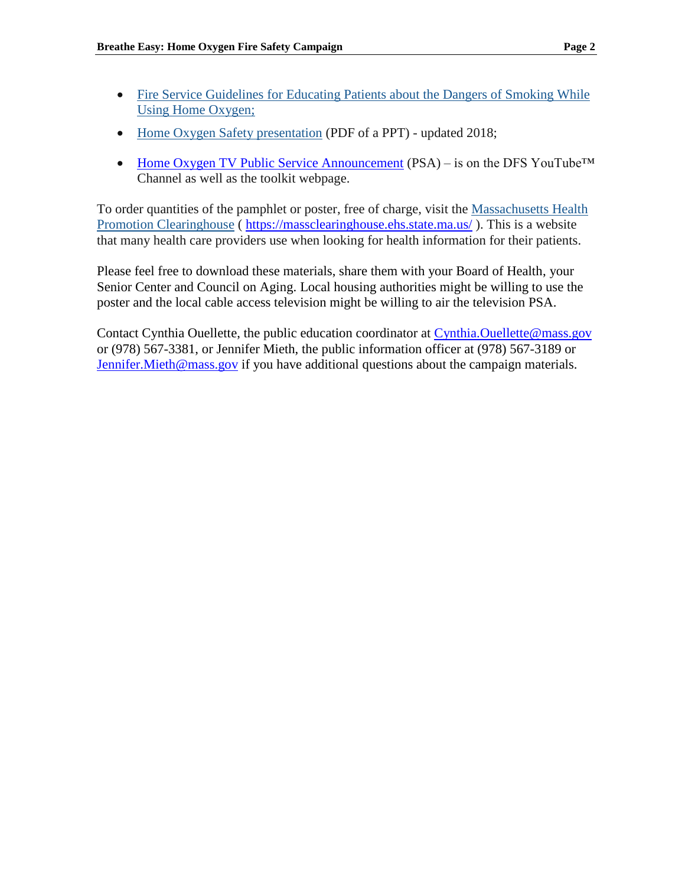- Fire Service Guidelines for Educating Patients about the Dangers of Smoking While Using Home Oxygen;
- Home Oxygen Safety presentation (PDF of a PPT) - updated 2018;
- Home Oxygen TV Public Service Announcement (PSA) – is on the DFS YouTube™ Channel as well as the toolkit webpage.

To order quantities of the pamphlet or poster, free of charge, visit the Massachusetts Health Promotion Clearinghouse ( https://massclearinghouse.ehs.state.ma.us/ ). This is a website that many health care providers use when looking for health information for their patients.

Please feel free to download these materials, share them with your Board of Health, your Senior Center and Council on Aging. Local housing authorities might be willing to use the poster and the local cable access television might be willing to air the television PSA.

Contact Cynthia Ouellette, the public education coordinator at Cynthia.Ouellette@mass.gov or (978) 567-3381, or Jennifer Mieth, the public information officer at (978) 567-3189 or Jennifer.Mieth@mass.gov if you have additional questions about the campaign materials.